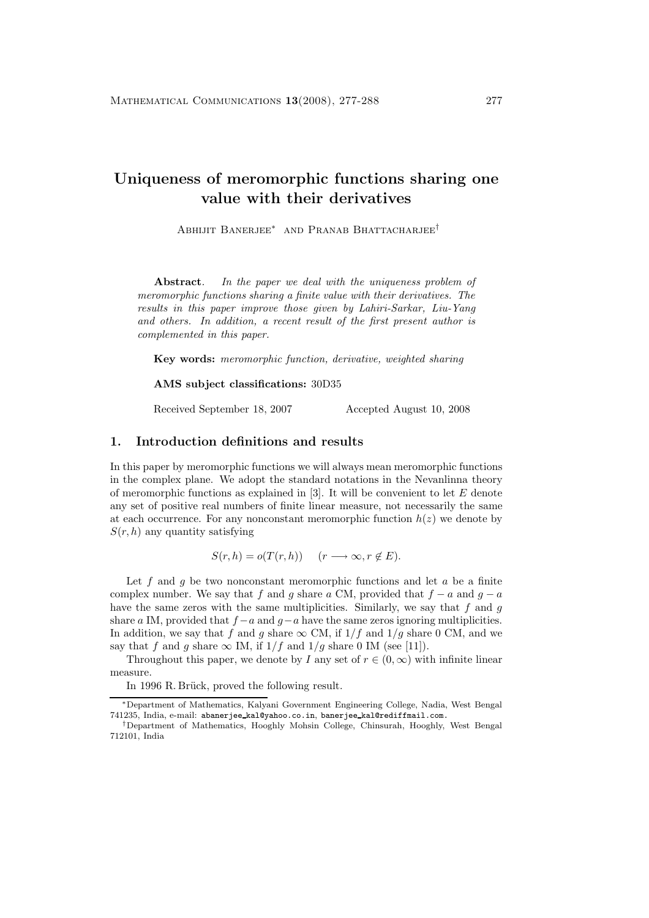# Uniqueness of meromorphic functions sharing one value with their derivatives

Abhijit Banerjee[∗] and Pranab Bhattacharjee[†]

**Abstract**. *In the paper we deal with the uniqueness problem of meromorphic functions sharing a finite value with their derivatives. The results in this paper improve those given by Lahiri-Sarkar, Liu-Yang and others. In addition, a recent result of the first present author is complemented in this paper.*

**Key words:** *meromorphic function, derivative, weighted sharing*

**AMS subject classifications:** 30D35

Received September 18, 2007 Accepted August 10, 2008

## 1. Introduction definitions and results

In this paper by meromorphic functions we will always mean meromorphic functions in the complex plane. We adopt the standard notations in the Nevanlinna theory of meromorphic functions as explained in [3]. It will be convenient to let $E$ denote any set of positive real numbers of finite linear measure, not necessarily the same at each occurrence. For any nonconstant meromorphic function $h(z)$ we denote by $S(r,h)$ any quantity satisfying

$$S(r,h) = o(T(r,h)) \quad (r \longrightarrow \infty, r \notin E).$$

Let $f$ and $g$ be two nonconstant meromorphic functions and let $a$ be a finite complex number. We say that $f$ and $g$ share $a$ CM, provided that $f-a$ and $g-a$ have the same zeros with the same multiplicities. Similarly, we say that $f$ and $g$ share $a$ IM, provided that $f-a$ and $g-a$ have the same zeros ignoring multiplicities. In addition, we say that $f$ and $g$ share $\infty$ CM, if $1/f$ and $1/g$ share 0 CM, and we say that $f$ and $g$ share $\infty$ IM, if $1/f$ and $1/g$ share 0 IM (see [11]).

Throughout this paper, we denote by $I$ any set of $r \in (0,\infty)$ with infinite linear measure.

In 1996 R. Brück, proved the following result.

[∗]Department of Mathematics, Kalyani Government Engineering College, Nadia, West Bengal 741235, India, e-mail: abanerjee_kal@yahoo.co.in, banerjee_kal@rediffmail.com.

[†]Department of Mathematics, Hooghly Mohsin College, Chinsurah, Hooghly, West Bengal 712101, India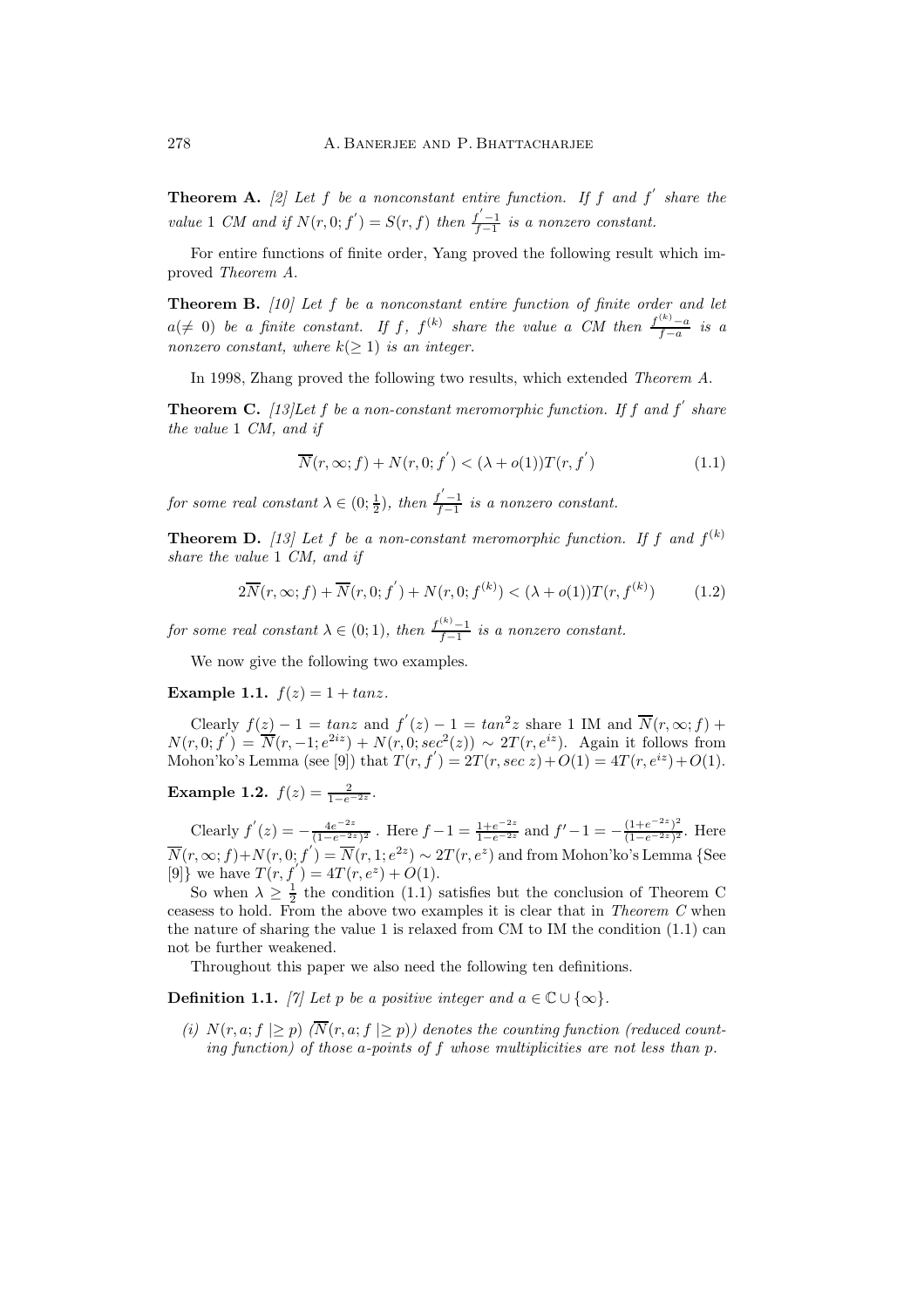**Theorem A.** *[2] Let $f$ be a nonconstant entire function. If $f$ and $f^{'}$ share the value 1 CM and if $N(r,0;f^{'}) = S(r,f)$ then $\frac{f^{'}-1}{f-1}$ is a nonzero constant.*

For entire functions of finite order, Yang proved the following result which improved *Theorem A*.

**Theorem B.** *[10] Let $f$ be a nonconstant entire function of finite order and let $a(\neq 0)$ be a finite constant. If $f$, $f^{(k)}$ share the value $a$ CM then $\frac{f^{(k)}-a}{f-a}$ is a nonzero constant, where $k(\geq 1)$ is an integer.*

In 1998, Zhang proved the following two results, which extended *Theorem A*.

**Theorem C.** *[13]Let $f$ be a non-constant meromorphic function. If $f$ and $f^{'}$ share the value 1 CM, and if*

$$\overline{N}(r,\infty;f) + N(r,0;f^{'}) < (\lambda + o(1))T(r,f^{'}) \tag{1.1}$$

*for some real constant $\lambda \in (0;\frac{1}{2})$, then $\frac{f^{'}-1}{f-1}$ is a nonzero constant.*

**Theorem D.** *[13] Let $f$ be a non-constant meromorphic function. If $f$ and $f^{(k)}$ share the value 1 CM, and if*

$$2\overline{N}(r,\infty;f) + \overline{N}(r,0;f^{'}) + N(r,0;f^{(k)}) < (\lambda + o(1))T(r,f^{(k)}) \tag{1.2}$$

*for some real constant $\lambda \in (0;1)$, then $\frac{f^{(k)}-1}{f-1}$ is a nonzero constant.*

We now give the following two examples.

**Example 1.1.** $f(z) = 1 + tanz$.

Clearly $f(z) - 1 = tanz$ and $f^{'}(z) - 1 = tan^{2}z$ share 1 IM and $\overline{N}(r,\infty;f) + N(r,0;f^{'}) = \overline{N}(r,-1;e^{2iz}) + N(r,0;sec^{2}(z)) \sim 2T(r,e^{iz})$. Again it follows from Mohon'ko's Lemma (see [9]) that $T(r,f^{'}) = 2T(r,sec\ z) + O(1) = 4T(r,e^{iz}) + O(1)$.

**Example 1.2.** $f(z) = \frac{2}{1-e^{-2z}}$.

Clearly $f^{'}(z) = -\frac{4e^{-2z}}{(1-e^{-2z})^{2}}$ . Here $f-1 = \frac{1+e^{-2z}}{1-e^{-2z}}$ and $f^{\prime}-1 = -\frac{(1+e^{-2z})^{2}}{(1-e^{-2z})^{2}}$. Here $\overline{N}(r,\infty;f) + N(r,0;f^{'}) = \overline{N}(r,1;e^{2z}) \sim 2T(r,e^{z})$ and from Mohon'ko's Lemma {See [9]} we have $T(r,f^{'}) = 4T(r,e^{z}) + O(1)$.

So when $\lambda \geq \frac{1}{2}$ the condition (1.1) satisfies but the conclusion of Theorem C ceasess to hold. From the above two examples it is clear that in *Theorem C* when the nature of sharing the value 1 is relaxed from CM to IM the condition (1.1) can not be further weakened.

Throughout this paper we also need the following ten definitions.

**Definition 1.1.** *[7] Let $p$ be a positive integer and $a \in \mathbb{C} \cup \{\infty\}$.*

*(i) $N(r,a;f \mid\geq p)$ $(\overline{N}(r,a;f \mid\geq p))$ denotes the counting function (reduced counting function) of those $a$-points of $f$ whose multiplicities are not less than $p$.*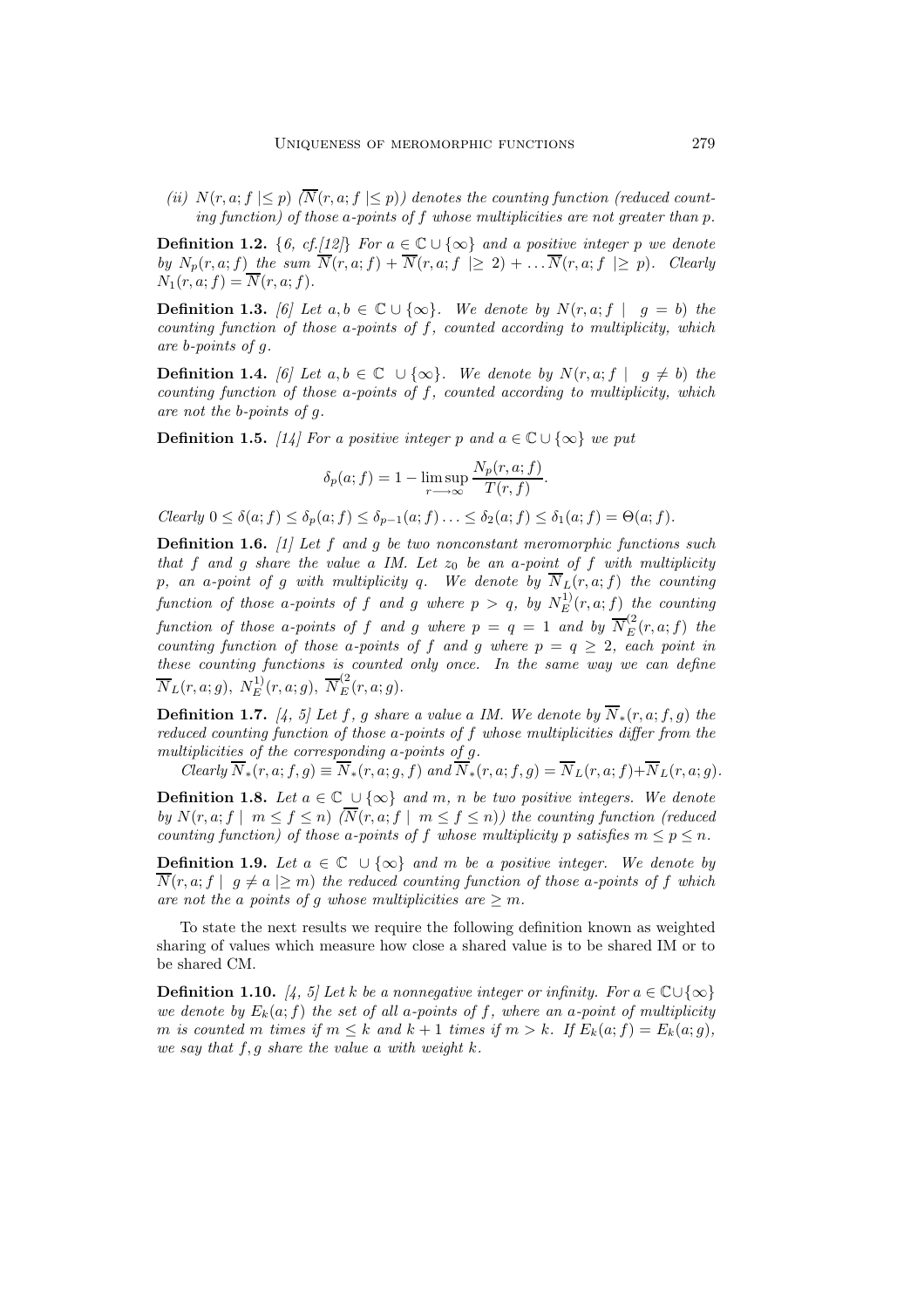(ii) $N(r, a; f \mid\leq p)$ ($\overline{N}(r, a; f \mid\leq p)$) denotes the counting function (reduced counting function) of those $a$-points of $f$ whose multiplicities are not greater than $p$.

**Definition 1.2.** {6, cf.[12]} *For $a \in \mathbb{C} \cup \{\infty\}$ and a positive integer $p$ we denote by $N_p(r, a; f)$ the sum $\overline{N}(r, a; f) + \overline{N}(r, a; f \mid\geq 2) + \ldots \overline{N}(r, a; f \mid\geq p)$. Clearly $N_1(r, a; f) = \overline{N}(r, a; f)$.*

**Definition 1.3.** [6] *Let $a, b \in \mathbb{C} \cup \{\infty\}$. We denote by $N(r, a; f \mid \ g = b)$ the counting function of those $a$-points of $f$, counted according to multiplicity, which are $b$-points of $g$.*

**Definition 1.4.** [6] *Let $a, b \in \mathbb{C} \cup \{\infty\}$. We denote by $N(r, a; f \mid \ g \neq b)$ the counting function of those $a$-points of $f$, counted according to multiplicity, which are not the $b$-points of $g$.*

**Definition 1.5.** [14] *For a positive integer $p$ and $a \in \mathbb{C} \cup \{\infty\}$ we put*

$$\delta_p(a; f) = 1 - \limsup_{r \longrightarrow \infty} \frac{N_p(r, a; f)}{T(r, f)}.$$

*Clearly $0 \leq \delta(a; f) \leq \delta_p(a; f) \leq \delta_{p-1}(a; f) \ldots \leq \delta_2(a; f) \leq \delta_1(a; f) = \Theta(a; f)$.*

**Definition 1.6.** [1] *Let $f$ and $g$ be two nonconstant meromorphic functions such that $f$ and $g$ share the value $a$ IM. Let $z_0$ be an $a$-point of $f$ with multiplicity $p$, an $a$-point of $g$ with multiplicity $q$. We denote by $\overline{N}_L(r, a; f)$ the counting function of those $a$-points of $f$ and $g$ where $p > q$, by $N_E^{1)}(r, a; f)$ the counting function of those $a$-points of $f$ and $g$ where $p = q = 1$ and by $\overline{N}_E^{(2}(r, a; f)$ the counting function of those $a$-points of $f$ and $g$ where $p = q \geq 2$, each point in these counting functions is counted only once. In the same way we can define $\overline{N}_L(r, a; g)$, $N_E^{1)}(r, a; g)$, $\overline{N}_E^{(2}(r, a; g)$.*

**Definition 1.7.** [4, 5] *Let $f$, $g$ share a value $a$ IM. We denote by $\overline{N}_*(r, a; f, g)$ the reduced counting function of those $a$-points of $f$ whose multiplicities differ from the multiplicities of the corresponding $a$-points of $g$.*

*Clearly $\overline{N}_*(r, a; f, g) \equiv \overline{N}_*(r, a; g, f)$ and $\overline{N}_*(r, a; f, g) = \overline{N}_L(r, a; f) + \overline{N}_L(r, a; g)$.*

**Definition 1.8.** *Let $a \in \mathbb{C} \cup \{\infty\}$ and $m$, $n$ be two positive integers. We denote by $N(r, a; f \mid \ m \leq f \leq n)$ ($\overline{N}(r, a; f \mid \ m \leq f \leq n)$) the counting function (reduced counting function) of those $a$-points of $f$ whose multiplicity $p$ satisfies $m \leq p \leq n$.*

**Definition 1.9.** *Let $a \in \mathbb{C} \cup \{\infty\}$ and $m$ be a positive integer. We denote by $\overline{N}(r, a; f \mid \ g \neq a \mid\geq m)$ the reduced counting function of those $a$-points of $f$ which are not the $a$ points of $g$ whose multiplicities are $\geq m$.*

To state the next results we require the following definition known as weighted sharing of values which measure how close a shared value is to be shared IM or to be shared CM.

**Definition 1.10.** [4, 5] *Let $k$ be a nonnegative integer or infinity. For $a \in \mathbb{C} \cup \{\infty\}$ we denote by $E_k(a; f)$ the set of all $a$-points of $f$, where an $a$-point of multiplicity $m$ is counted $m$ times if $m \leq k$ and $k + 1$ times if $m > k$. If $E_k(a; f) = E_k(a; g)$, we say that $f, g$ share the value $a$ with weight $k$.*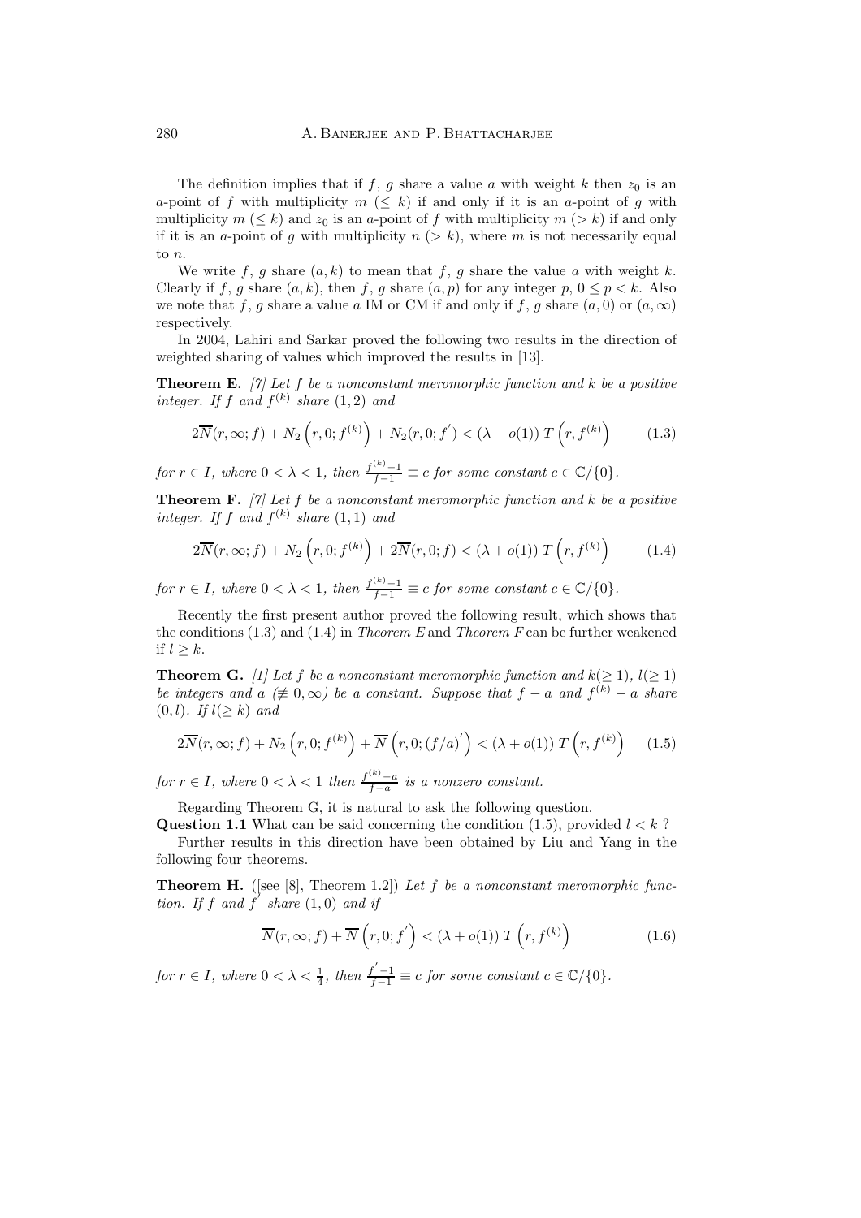The definition implies that if $f$, $g$ share a value $a$ with weight $k$ then $z_0$ is an $a$-point of $f$ with multiplicity $m$ $(\leq k)$ if and only if it is an $a$-point of $g$ with multiplicity $m$ $(\leq k)$ and $z_0$ is an $a$-point of $f$ with multiplicity $m$ $(> k)$ if and only if it is an $a$-point of $g$ with multiplicity $n$ $(> k)$, where $m$ is not necessarily equal to $n$.

We write $f$, $g$ share $(a, k)$ to mean that $f$, $g$ share the value $a$ with weight $k$. Clearly if $f$, $g$ share $(a, k)$, then $f$, $g$ share $(a, p)$ for any integer $p$, $0 \leq p < k$. Also we note that $f$, $g$ share a value $a$ IM or CM if and only if $f$, $g$ share $(a, 0)$ or $(a, \infty)$ respectively.

In 2004, Lahiri and Sarkar proved the following two results in the direction of weighted sharing of values which improved the results in [13].

**Theorem E.** *[7] Let $f$ be a nonconstant meromorphic function and $k$ be a positive integer. If $f$ and $f^{(k)}$ share $(1, 2)$ and*

$$2\overline{N}(r, \infty; f) + N_2\left(r, 0; f^{(k)}\right) + N_2(r, 0; f^{'}) < (\lambda + o(1))\, T\left(r, f^{(k)}\right) \tag{1.3}$$

*for $r \in I$, where $0 < \lambda < 1$, then $\frac{f^{(k)}-1}{f-1} \equiv c$ for some constant $c \in \mathbb{C}/\{0\}$.*

**Theorem F.** *[7] Let $f$ be a nonconstant meromorphic function and $k$ be a positive integer. If $f$ and $f^{(k)}$ share $(1, 1)$ and*

$$2\overline{N}(r, \infty; f) + N_2\left(r, 0; f^{(k)}\right) + 2\overline{N}(r, 0; f) < (\lambda + o(1))\, T\left(r, f^{(k)}\right) \tag{1.4}$$

*for $r \in I$, where $0 < \lambda < 1$, then $\frac{f^{(k)}-1}{f-1} \equiv c$ for some constant $c \in \mathbb{C}/\{0\}$.*

Recently the first present author proved the following result, which shows that the conditions (1.3) and (1.4) in *Theorem E* and *Theorem F* can be further weakened if $l \geq k$.

**Theorem G.** *[1] Let $f$ be a nonconstant meromorphic function and $k(\geq 1)$, $l(\geq 1)$ be integers and $a$ $(\not\equiv 0, \infty)$ be a constant. Suppose that $f - a$ and $f^{(k)} - a$ share $(0, l)$. If $l(\geq k)$ and*

$$2\overline{N}(r, \infty; f) + N_2\left(r, 0; f^{(k)}\right) + \overline{N}\left(r, 0; (f/a)^{'}\right) < (\lambda + o(1))\, T\left(r, f^{(k)}\right) \tag{1.5}$$

*for $r \in I$, where $0 < \lambda < 1$ then $\frac{f^{(k)}-a}{f-a}$ is a nonzero constant.*

Regarding Theorem G, it is natural to ask the following question.

**Question 1.1** What can be said concerning the condition (1.5), provided $l < k$ ?

Further results in this direction have been obtained by Liu and Yang in the following four theorems.

**Theorem H.** ([see [8], Theorem 1.2]) *Let $f$ be a nonconstant meromorphic function. If $f$ and $f^{'}$ share $(1, 0)$ and if*

$$\overline{N}(r, \infty; f) + \overline{N}\left(r, 0; f^{'}\right) < (\lambda + o(1))\, T\left(r, f^{(k)}\right) \tag{1.6}$$

*for $r \in I$, where $0 < \lambda < \frac{1}{4}$, then $\frac{f^{'}-1}{f-1} \equiv c$ for some constant $c \in \mathbb{C}/\{0\}$.*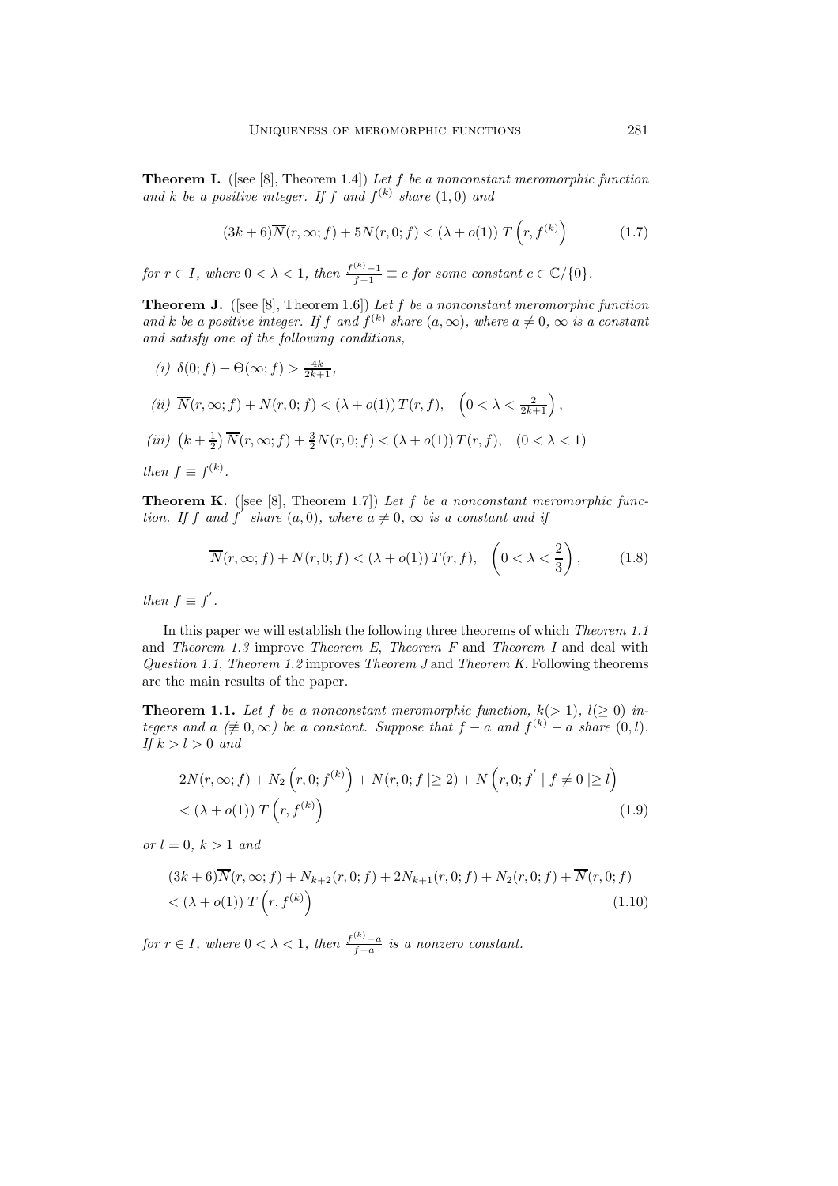**Theorem I.** ([see [8], Theorem 1.4]) *Let $f$ be a nonconstant meromorphic function and $k$ be a positive integer. If $f$ and $f^{(k)}$ share $(1,0)$ and*

$$(3k+6)\overline{N}(r,\infty;f)+5N(r,0;f)<(\lambda+o(1))\,T\left(r,f^{(k)}\right) \tag{1.7}$$

*for $r\in I$, where $0<\lambda<1$, then $\frac{f^{(k)}-1}{f-1}\equiv c$ for some constant $c\in\mathbb{C}/\{0\}$.*

**Theorem J.** ([see [8], Theorem 1.6]) *Let $f$ be a nonconstant meromorphic function and $k$ be a positive integer. If $f$ and $f^{(k)}$ share $(a,\infty)$, where $a\neq 0,\,\infty$ is a constant and satisfy one of the following conditions,*

*(i)* $\delta(0;f)+\Theta(\infty;f)>\frac{4k}{2k+1}$,

*(ii)* $\overline{N}(r,\infty;f)+N(r,0;f)<(\lambda+o(1))\,T(r,f),\quad \left(0<\lambda<\frac{2}{2k+1}\right)$,

*(iii)* $\left(k+\frac{1}{2}\right)\overline{N}(r,\infty;f)+\frac{3}{2}N(r,0;f)<(\lambda+o(1))\,T(r,f),\quad (0<\lambda<1)$

*then $f\equiv f^{(k)}$.*

**Theorem K.** ([see [8], Theorem 1.7]) *Let $f$ be a nonconstant meromorphic function. If $f$ and $f^{'}$ share $(a,0)$, where $a\neq 0,\,\infty$ is a constant and if*

$$\overline{N}(r,\infty;f)+N(r,0;f)<(\lambda+o(1))\,T(r,f),\quad \left(0<\lambda<\frac{2}{3}\right), \tag{1.8}$$

*then $f\equiv f^{'}$.*

In this paper we will establish the following three theorems of which *Theorem 1.1* and *Theorem 1.3* improve *Theorem E*, *Theorem F* and *Theorem I* and deal with *Question 1.1*, *Theorem 1.2* improves *Theorem J* and *Theorem K*. Following theorems are the main results of the paper.

**Theorem 1.1.** *Let $f$ be a nonconstant meromorphic function, $k(>1)$, $l(\geq 0)$ integers and $a$ $(\not\equiv 0,\infty)$ be a constant. Suppose that $f-a$ and $f^{(k)}-a$ share $(0,l)$. If $k>l>0$ and*

$$\begin{aligned}&2\overline{N}(r,\infty;f)+N_2\left(r,0;f^{(k)}\right)+\overline{N}(r,0;f\mid\geq 2)+\overline{N}\left(r,0;f^{'}\mid f\neq 0\mid\geq l\right)\\&<(\lambda+o(1))\,T\left(r,f^{(k)}\right)\end{aligned} \tag{1.9}$$

*or $l=0$, $k>1$ and*

$$\begin{aligned}&(3k+6)\overline{N}(r,\infty;f)+N_{k+2}(r,0;f)+2N_{k+1}(r,0;f)+N_2(r,0;f)+\overline{N}(r,0;f)\\&<(\lambda+o(1))\,T\left(r,f^{(k)}\right)\end{aligned} \tag{1.10}$$

*for $r\in I$, where $0<\lambda<1$, then $\frac{f^{(k)}-a}{f-a}$ is a nonzero constant.*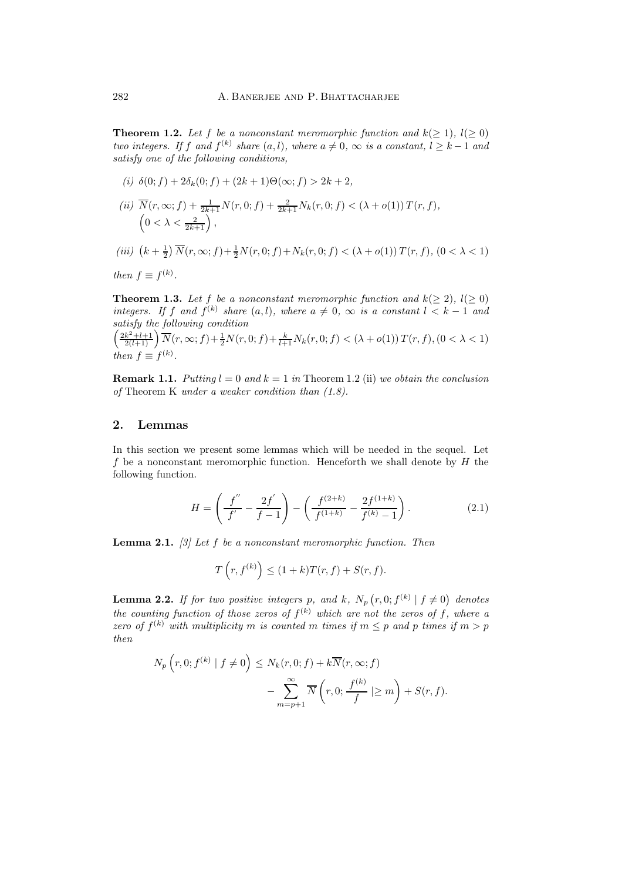**Theorem 1.2.** *Let $f$ be a nonconstant meromorphic function and $k(\geq 1)$, $l(\geq 0)$ two integers. If $f$ and $f^{(k)}$ share $(a, l)$, where $a \neq 0, \infty$ is a constant, $l \geq k-1$ and satisfy one of the following conditions,*

*(i)* $\delta(0; f) + 2\delta_k(0; f) + (2k+1)\Theta(\infty; f) > 2k + 2,$

*(ii)* $\overline{N}(r, \infty; f) + \frac{1}{2k+1} N(r, 0; f) + \frac{2}{2k+1} N_k(r, 0; f) < (\lambda + o(1))\, T(r, f),$ $\left(0 < \lambda < \frac{2}{2k+1}\right),$

*(iii)* $\left(k + \frac{1}{2}\right) \overline{N}(r, \infty; f) + \frac{1}{2} N(r, 0; f) + N_k(r, 0; f) < (\lambda + o(1))\, T(r, f),$ $(0 < \lambda < 1)$

*then $f \equiv f^{(k)}$.*

**Theorem 1.3.** *Let $f$ be a nonconstant meromorphic function and $k(\geq 2)$, $l(\geq 0)$ integers. If $f$ and $f^{(k)}$ share $(a, l)$, where $a \neq 0, \infty$ is a constant $l < k-1$ and satisfy the following condition*
$\left(\frac{2k^2+l+1}{2(l+1)}\right) \overline{N}(r, \infty; f) + \frac{1}{2} N(r, 0; f) + \frac{k}{l+1} N_k(r, 0; f) < (\lambda + o(1))\, T(r, f), (0 < \lambda < 1)$
*then $f \equiv f^{(k)}$.*

**Remark 1.1.** *Putting $l = 0$ and $k = 1$ in* Theorem 1.2 (ii) *we obtain the conclusion of* Theorem K *under a weaker condition than (1.8).*

## 2. Lemmas

In this section we present some lemmas which will be needed in the sequel. Let $f$ be a nonconstant meromorphic function. Henceforth we shall denote by $H$ the following function.

$$H = \left(\frac{f^{''}}{f^{'}} - \frac{2f^{'}}{f-1}\right) - \left(\frac{f^{(2+k)}}{f^{(1+k)}} - \frac{2f^{(1+k)}}{f^{(k)}-1}\right). \tag{2.1}$$

**Lemma 2.1.** *[3] Let $f$ be a nonconstant meromorphic function. Then*

$$T\left(r, f^{(k)}\right) \leq (1+k)T(r, f) + S(r, f).$$

**Lemma 2.2.** *If for two positive integers $p$, and $k$, $N_p\left(r, 0; f^{(k)} \mid f \neq 0\right)$ denotes the counting function of those zeros of $f^{(k)}$ which are not the zeros of $f$, where a zero of $f^{(k)}$ with multiplicity $m$ is counted $m$ times if $m \leq p$ and $p$ times if $m > p$ then*

$$N_p\left(r, 0; f^{(k)} \mid f \neq 0\right) \leq N_k(r, 0; f) + k\overline{N}(r, \infty; f) - \sum_{m=p+1}^{\infty} \overline{N}\left(r, 0; \frac{f^{(k)}}{f} \mid \geq m\right) + S(r, f).$$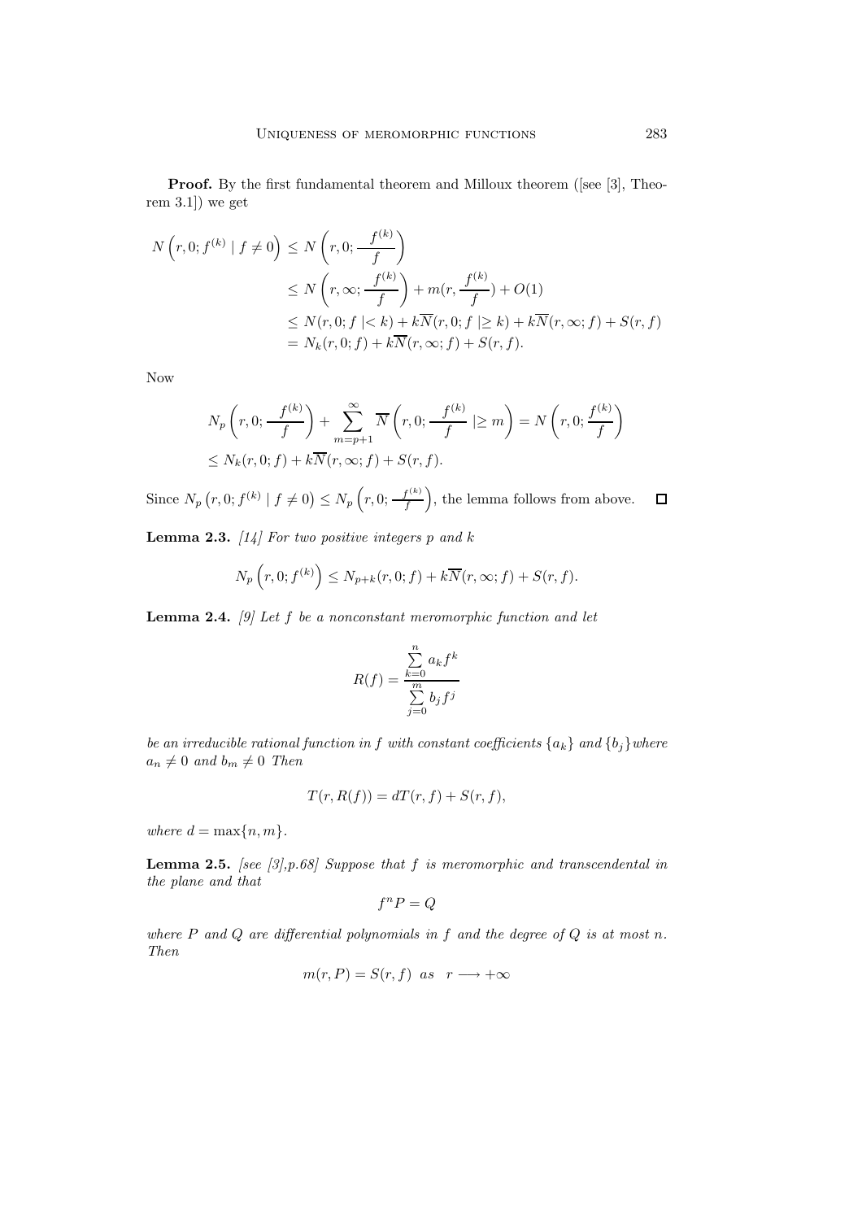**Proof.** By the first fundamental theorem and Milloux theorem ([see [3], Theorem 3.1]) we get

$$
\begin{aligned}
N\left(r,0;f^{(k)}\mid f\neq 0\right) &\leq N\left(r,0;\frac{f^{(k)}}{f}\right)\\
&\leq N\left(r,\infty;\frac{f^{(k)}}{f}\right)+m(r,\frac{f^{(k)}}{f})+O(1)\\
&\leq N(r,0;f\mid< k)+k\overline{N}(r,0;f\mid\geq k)+k\overline{N}(r,\infty;f)+S(r,f)\\
&= N_k(r,0;f)+k\overline{N}(r,\infty;f)+S(r,f).
\end{aligned}
$$

Now

$$
\begin{aligned}
&N_p\left(r,0;\frac{f^{(k)}}{f}\right)+\sum_{m=p+1}^{\infty}\overline{N}\left(r,0;\frac{f^{(k)}}{f}\mid\geq m\right)=N\left(r,0;\frac{f^{(k)}}{f}\right)\\
&\leq N_k(r,0;f)+k\overline{N}(r,\infty;f)+S(r,f).
\end{aligned}
$$

Since $N_p\left(r,0;f^{(k)}\mid f\neq 0\right)\leq N_p\left(r,0;\frac{f^{(k)}}{f}\right)$, the lemma follows from above. $\square$

**Lemma 2.3.** *[14] For two positive integers p and k*

$$
N_p\left(r,0;f^{(k)}\right)\leq N_{p+k}(r,0;f)+k\overline{N}(r,\infty;f)+S(r,f).
$$

**Lemma 2.4.** *[9] Let $f$ be a nonconstant meromorphic function and let*

$$
R(f)=\frac{\sum\limits_{k=0}^{n}a_kf^k}{\sum\limits_{j=0}^{m}b_jf^j}
$$

*be an irreducible rational function in $f$ with constant coefficients $\{a_k\}$ and $\{b_j\}$ where $a_n\neq 0$ and $b_m\neq 0$ Then*

$$
T(r,R(f))=dT(r,f)+S(r,f),
$$

*where $d=\max\{n,m\}$.*

**Lemma 2.5.** *[see [3],p.68] Suppose that $f$ is meromorphic and transcendental in the plane and that*

$$
f^nP=Q
$$

*where $P$ and $Q$ are differential polynomials in $f$ and the degree of $Q$ is at most $n$. Then*

$$
m(r,P)=S(r,f)\ \ as\ \ r\longrightarrow+\infty
$$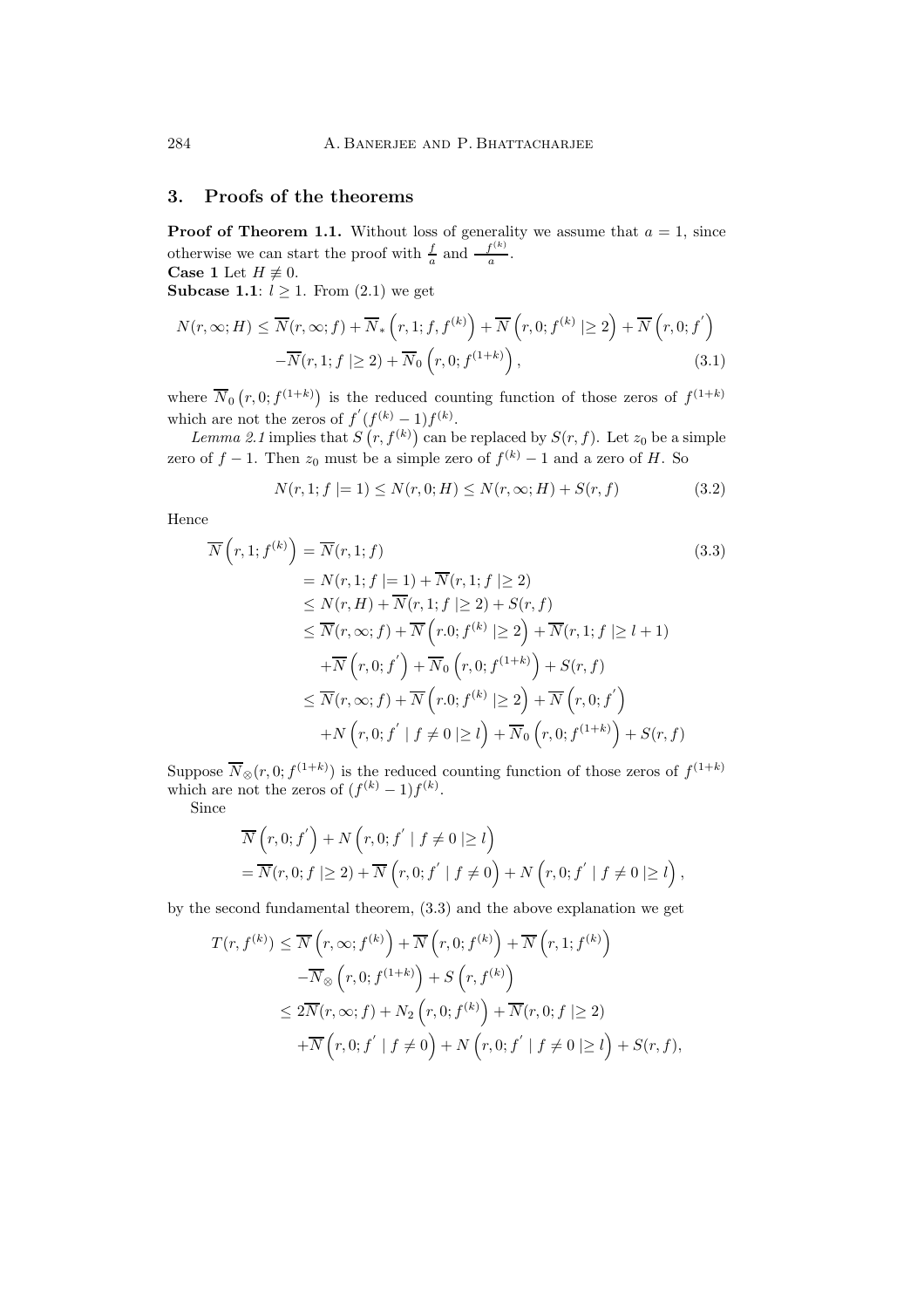## 3. Proofs of the theorems

**Proof of Theorem 1.1.** Without loss of generality we assume that $a = 1$, since otherwise we can start the proof with $\frac{f}{a}$ and $\frac{f^{(k)}}{a}$.

**Case 1** Let $H \not\equiv 0$.

**Subcase 1.1**: $l \geq 1$. From (2.1) we get

$$N(r,\infty;H) \leq \overline{N}(r,\infty;f) + \overline{N}_*\left(r,1;f,f^{(k)}\right) + \overline{N}\left(r,0;f^{(k)} \mid\geq 2\right) + \overline{N}\left(r,0;f^{'}\right)$$
$$-\overline{N}(r,1;f \mid\geq 2) + \overline{N}_0\left(r,0;f^{(1+k)}\right), \tag{3.1}$$

where $\overline{N}_0\left(r,0;f^{(1+k)}\right)$ is the reduced counting function of those zeros of $f^{(1+k)}$ which are not the zeros of $f^{'}(f^{(k)}-1)f^{(k)}$.

*Lemma 2.1* implies that $S\left(r,f^{(k)}\right)$ can be replaced by $S(r,f)$. Let $z_0$ be a simple zero of $f-1$. Then $z_0$ must be a simple zero of $f^{(k)}-1$ and a zero of $H$. So

$$N(r,1;f \mid= 1) \leq N(r,0;H) \leq N(r,\infty;H) + S(r,f) \tag{3.2}$$

Hence

$$\begin{aligned}
\overline{N}\left(r,1;f^{(k)}\right) &= \overline{N}(r,1;f) \qquad\qquad (3.3)\\
&= N(r,1;f \mid= 1) + \overline{N}(r,1;f \mid\geq 2)\\
&\leq N(r,H) + \overline{N}(r,1;f \mid\geq 2) + S(r,f)\\
&\leq \overline{N}(r,\infty;f) + \overline{N}\left(r.0;f^{(k)} \mid\geq 2\right) + \overline{N}(r,1;f \mid\geq l+1)\\
&\quad + \overline{N}\left(r,0;f^{'}\right) + \overline{N}_0\left(r,0;f^{(1+k)}\right) + S(r,f)\\
&\leq \overline{N}(r,\infty;f) + \overline{N}\left(r.0;f^{(k)} \mid\geq 2\right) + \overline{N}\left(r,0;f^{'}\right)\\
&\quad + N\left(r,0;f^{'} \mid f \neq 0 \mid\geq l\right) + \overline{N}_0\left(r,0;f^{(1+k)}\right) + S(r,f)
\end{aligned}$$

Suppose $\overline{N}_{\otimes}(r,0;f^{(1+k)})$ is the reduced counting function of those zeros of $f^{(1+k)}$ which are not the zeros of $(f^{(k)}-1)f^{(k)}$.

Since

$$\begin{aligned}
&\overline{N}\left(r,0;f^{'}\right) + N\left(r,0;f^{'} \mid f \neq 0 \mid\geq l\right)\\
&= \overline{N}(r,0;f \mid\geq 2) + \overline{N}\left(r,0;f^{'} \mid f \neq 0\right) + N\left(r,0;f^{'} \mid f \neq 0 \mid\geq l\right),
\end{aligned}$$

by the second fundamental theorem, (3.3) and the above explanation we get

$$\begin{aligned}
T(r,f^{(k)}) &\leq \overline{N}\left(r,\infty;f^{(k)}\right) + \overline{N}\left(r,0;f^{(k)}\right) + \overline{N}\left(r,1;f^{(k)}\right)\\
&\quad - \overline{N}_{\otimes}\left(r,0;f^{(1+k)}\right) + S\left(r,f^{(k)}\right)\\
&\leq 2\overline{N}(r,\infty;f) + N_2\left(r,0;f^{(k)}\right) + \overline{N}(r,0;f \mid\geq 2)\\
&\quad + \overline{N}\left(r,0;f^{'} \mid f \neq 0\right) + N\left(r,0;f^{'} \mid f \neq 0 \mid\geq l\right) + S(r,f),
\end{aligned}$$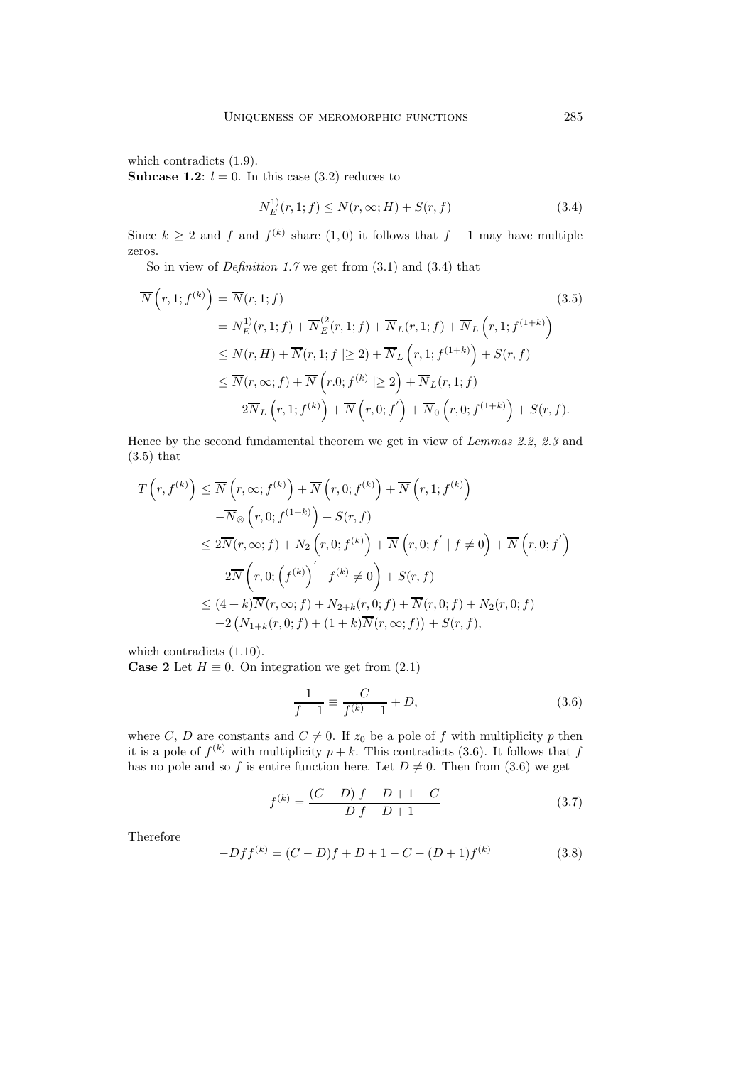which contradicts (1.9).

**Subcase 1.2**: $l = 0$. In this case (3.2) reduces to

$$N_E^{1)}(r, 1; f) \leq N(r, \infty; H) + S(r, f) \tag{3.4}$$

Since $k \geq 2$ and $f$ and $f^{(k)}$ share $(1, 0)$ it follows that $f - 1$ may have multiple zeros.

So in view of *Definition 1.7* we get from (3.1) and (3.4) that

$$\begin{aligned}
\overline{N}\left(r, 1; f^{(k)}\right) &= \overline{N}(r, 1; f) \qquad (3.5)\\
&= N_E^{1)}(r, 1; f) + \overline{N}_E^{(2}(r, 1; f) + \overline{N}_L(r, 1; f) + \overline{N}_L\left(r, 1; f^{(1+k)}\right)\\
&\leq N(r, H) + \overline{N}(r, 1; f \mid \geq 2) + \overline{N}_L\left(r, 1; f^{(1+k)}\right) + S(r, f)\\
&\leq \overline{N}(r, \infty; f) + \overline{N}\left(r.0; f^{(k)} \mid \geq 2\right) + \overline{N}_L(r, 1; f)\\
&\quad + 2\overline{N}_L\left(r, 1; f^{(k)}\right) + \overline{N}\left(r, 0; f^{'}\right) + \overline{N}_0\left(r, 0; f^{(1+k)}\right) + S(r, f).
\end{aligned}$$

Hence by the second fundamental theorem we get in view of *Lemmas 2.2*, *2.3* and (3.5) that

$$\begin{aligned}
T\left(r, f^{(k)}\right) &\leq \overline{N}\left(r, \infty; f^{(k)}\right) + \overline{N}\left(r, 0; f^{(k)}\right) + \overline{N}\left(r, 1; f^{(k)}\right)\\
&\quad - \overline{N}_{\otimes}\left(r, 0; f^{(1+k)}\right) + S(r, f)\\
&\leq 2\overline{N}(r, \infty; f) + N_2\left(r, 0; f^{(k)}\right) + \overline{N}\left(r, 0; f^{'} \mid f \neq 0\right) + \overline{N}\left(r, 0; f^{'}\right)\\
&\quad + 2\overline{N}\left(r, 0; \left(f^{(k)}\right)^{'} \mid f^{(k)} \neq 0\right) + S(r, f)\\
&\leq (4 + k)\overline{N}(r, \infty; f) + N_{2+k}(r, 0; f) + \overline{N}(r, 0; f) + N_2(r, 0; f)\\
&\quad + 2\left(N_{1+k}(r, 0; f) + (1 + k)\overline{N}(r, \infty; f)\right) + S(r, f),
\end{aligned}$$

which contradicts (1.10).

**Case 2** Let $H \equiv 0$. On integration we get from (2.1)

$$\frac{1}{f - 1} \equiv \frac{C}{f^{(k)} - 1} + D, \tag{3.6}$$

where $C$, $D$ are constants and $C \neq 0$. If $z_0$ be a pole of $f$ with multiplicity $p$ then it is a pole of $f^{(k)}$ with multiplicity $p + k$. This contradicts (3.6). It follows that $f$ has no pole and so $f$ is entire function here. Let $D \neq 0$. Then from (3.6) we get

$$f^{(k)} = \frac{(C - D)\, f + D + 1 - C}{-D\ f + D + 1} \tag{3.7}$$

Therefore

$$-Dff^{(k)} = (C - D)f + D + 1 - C - (D + 1)f^{(k)} \tag{3.8}$$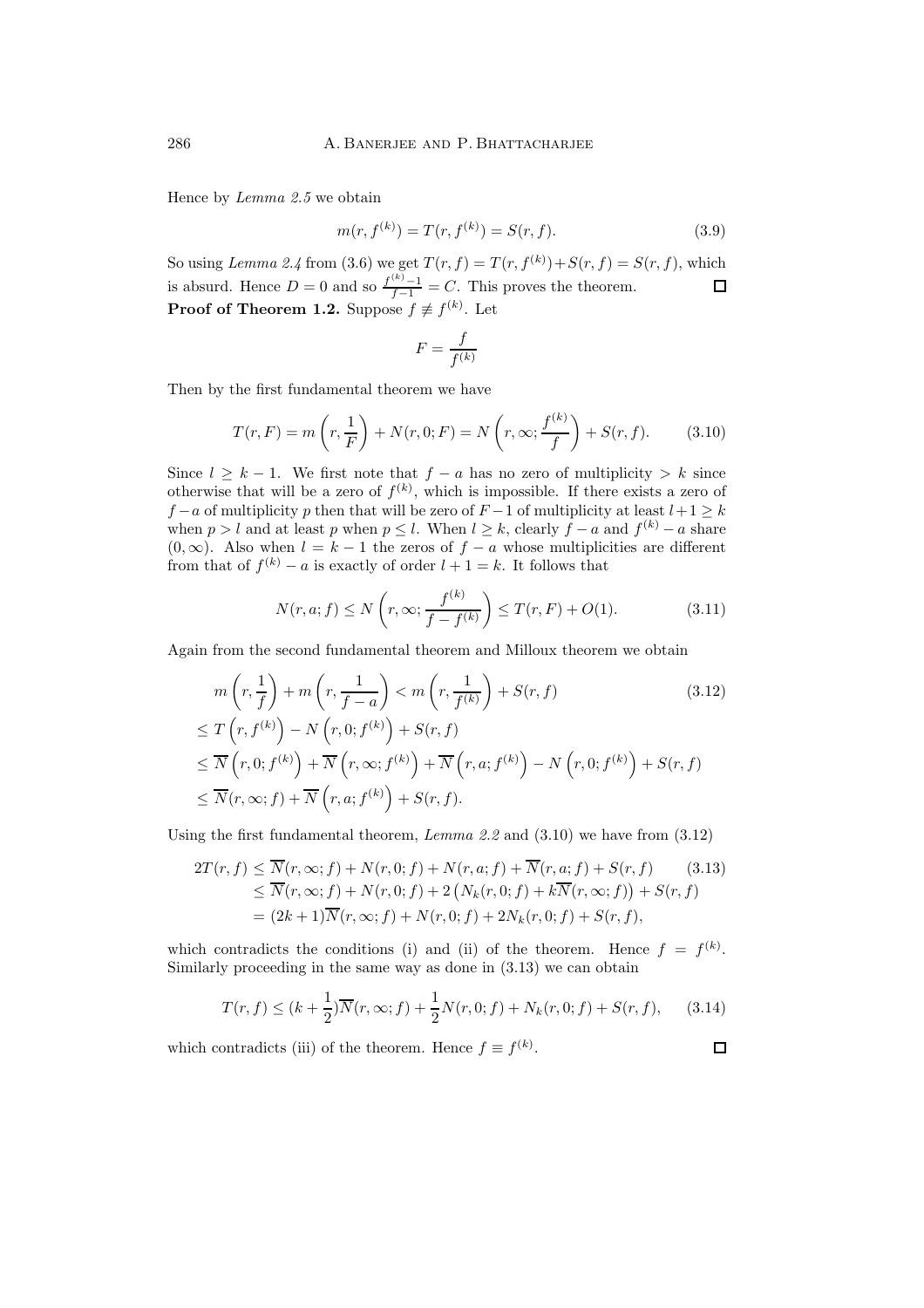Hence by *Lemma 2.5* we obtain

$$m(r, f^{(k)}) = T(r, f^{(k)}) = S(r, f). \tag{3.9}$$

So using *Lemma 2.4* from (3.6) we get $T(r, f) = T(r, f^{(k)}) + S(r, f) = S(r, f)$, which is absurd. Hence $D = 0$ and so $\frac{f^{(k)}-1}{f-1} = C$. This proves the theorem. $\square$

**Proof of Theorem 1.2.** Suppose $f \not\equiv f^{(k)}$. Let

$$F = \frac{f}{f^{(k)}}$$

Then by the first fundamental theorem we have

$$T(r, F) = m\left(r, \frac{1}{F}\right) + N(r, 0; F) = N\left(r, \infty; \frac{f^{(k)}}{f}\right) + S(r, f). \tag{3.10}$$

Since $l \geq k-1$. We first note that $f - a$ has no zero of multiplicity $> k$ since otherwise that will be a zero of $f^{(k)}$, which is impossible. If there exists a zero of $f - a$ of multiplicity $p$ then that will be zero of $F - 1$ of multiplicity at least $l + 1 \geq k$ when $p > l$ and at least $p$ when $p \leq l$. When $l \geq k$, clearly $f - a$ and $f^{(k)} - a$ share $(0, \infty)$. Also when $l = k-1$ the zeros of $f - a$ whose multiplicities are different from that of $f^{(k)} - a$ is exactly of order $l + 1 = k$. It follows that

$$N(r, a; f) \leq N\left(r, \infty; \frac{f^{(k)}}{f - f^{(k)}}\right) \leq T(r, F) + O(1). \tag{3.11}$$

Again from the second fundamental theorem and Milloux theorem we obtain

$$\begin{aligned}
& m\left(r, \frac{1}{f}\right) + m\left(r, \frac{1}{f-a}\right) < m\left(r, \frac{1}{f^{(k)}}\right) + S(r, f) \qquad (3.12)\\
\leq\; & T\left(r, f^{(k)}\right) - N\left(r, 0; f^{(k)}\right) + S(r, f)\\
\leq\; & \overline{N}\left(r, 0; f^{(k)}\right) + \overline{N}\left(r, \infty; f^{(k)}\right) + \overline{N}\left(r, a; f^{(k)}\right) - N\left(r, 0; f^{(k)}\right) + S(r, f)\\
\leq\; & \overline{N}(r, \infty; f) + \overline{N}\left(r, a; f^{(k)}\right) + S(r, f).
\end{aligned}$$

Using the first fundamental theorem, *Lemma 2.2* and (3.10) we have from (3.12)

$$\begin{aligned}
2T(r, f) &\leq \overline{N}(r, \infty; f) + N(r, 0; f) + N(r, a; f) + \overline{N}(r, a; f) + S(r, f) \qquad (3.13)\\
&\leq \overline{N}(r, \infty; f) + N(r, 0; f) + 2\left(N_k(r, 0; f) + k\overline{N}(r, \infty; f)\right) + S(r, f)\\
&= (2k+1)\overline{N}(r, \infty; f) + N(r, 0; f) + 2N_k(r, 0; f) + S(r, f),
\end{aligned}$$

which contradicts the conditions (i) and (ii) of the theorem. Hence $f = f^{(k)}$. Similarly proceeding in the same way as done in (3.13) we can obtain

$$T(r, f) \leq (k + \frac{1}{2})\overline{N}(r, \infty; f) + \frac{1}{2}N(r, 0; f) + N_k(r, 0; f) + S(r, f), \tag{3.14}$$

which contradicts (iii) of the theorem. Hence $f \equiv f^{(k)}$. $\square$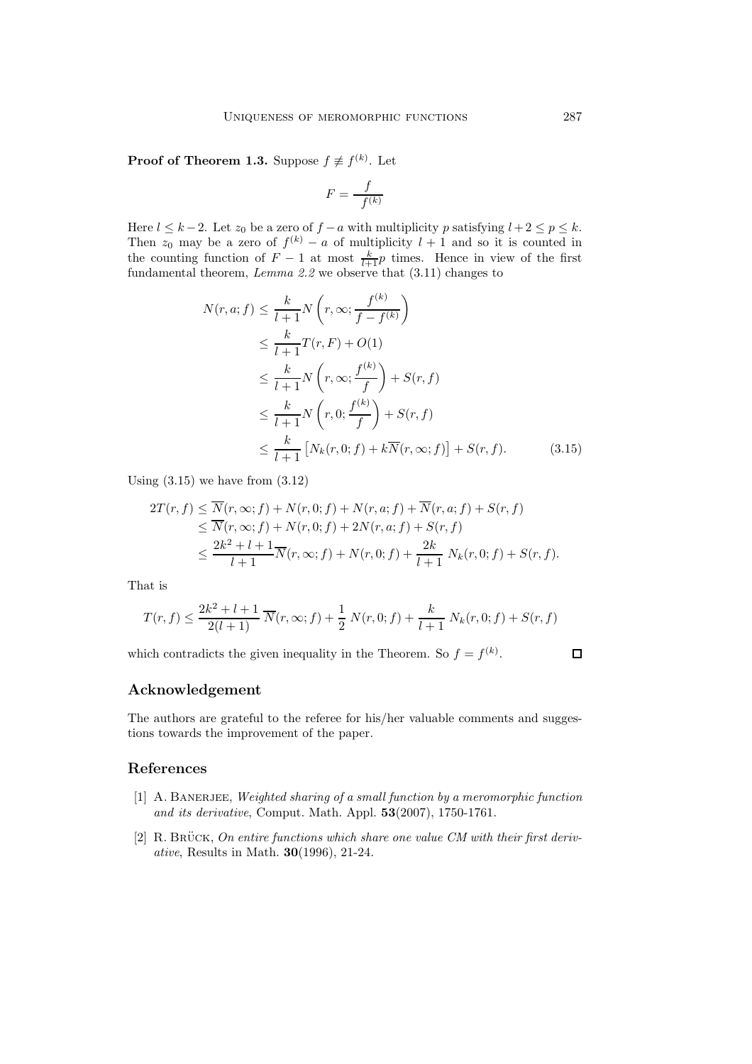**Proof of Theorem 1.3.** Suppose $f \not\equiv f^{(k)}$. Let

$$F = \frac{f}{f^{(k)}}$$

Here $l \leq k-2$. Let $z_0$ be a zero of $f-a$ with multiplicity $p$ satisfying $l+2 \leq p \leq k$. Then $z_0$ may be a zero of $f^{(k)} - a$ of multiplicity $l+1$ and so it is counted in the counting function of $F-1$ at most $\frac{k}{l+1}p$ times. Hence in view of the first fundamental theorem, *Lemma 2.2* we observe that (3.11) changes to

$$\begin{aligned}
N(r,a;f) &\leq \frac{k}{l+1} N\left(r,\infty;\frac{f^{(k)}}{f-f^{(k)}}\right) \\
&\leq \frac{k}{l+1} T(r,F) + O(1) \\
&\leq \frac{k}{l+1} N\left(r,\infty;\frac{f^{(k)}}{f}\right) + S(r,f) \\
&\leq \frac{k}{l+1} N\left(r,0;\frac{f^{(k)}}{f}\right) + S(r,f) \\
&\leq \frac{k}{l+1} \left[N_k(r,0;f) + k\overline{N}(r,\infty;f)\right] + S(r,f). \qquad (3.15)
\end{aligned}$$

Using (3.15) we have from (3.12)

$$\begin{aligned}
2T(r,f) &\leq \overline{N}(r,\infty;f) + N(r,0;f) + N(r,a;f) + \overline{N}(r,a;f) + S(r,f) \\
&\leq \overline{N}(r,\infty;f) + N(r,0;f) + 2N(r,a;f) + S(r,f) \\
&\leq \frac{2k^2+l+1}{l+1}\overline{N}(r,\infty;f) + N(r,0;f) + \frac{2k}{l+1}\, N_k(r,0;f) + S(r,f).
\end{aligned}$$

That is

$$T(r,f) \leq \frac{2k^2+l+1}{2(l+1)}\,\overline{N}(r,\infty;f) + \frac{1}{2}\,N(r,0;f) + \frac{k}{l+1}\,N_k(r,0;f) + S(r,f)$$

which contradicts the given inequality in the Theorem. So $f = f^{(k)}$. □

## Acknowledgement

The authors are grateful to the referee for his/her valuable comments and suggestions towards the improvement of the paper.

## References

[1] A. Banerjee, *Weighted sharing of a small function by a meromorphic function and its derivative*, Comput. Math. Appl. **53**(2007), 1750-1761.

[2] R. Brück, *On entire functions which share one value CM with their first derivative*, Results in Math. **30**(1996), 21-24.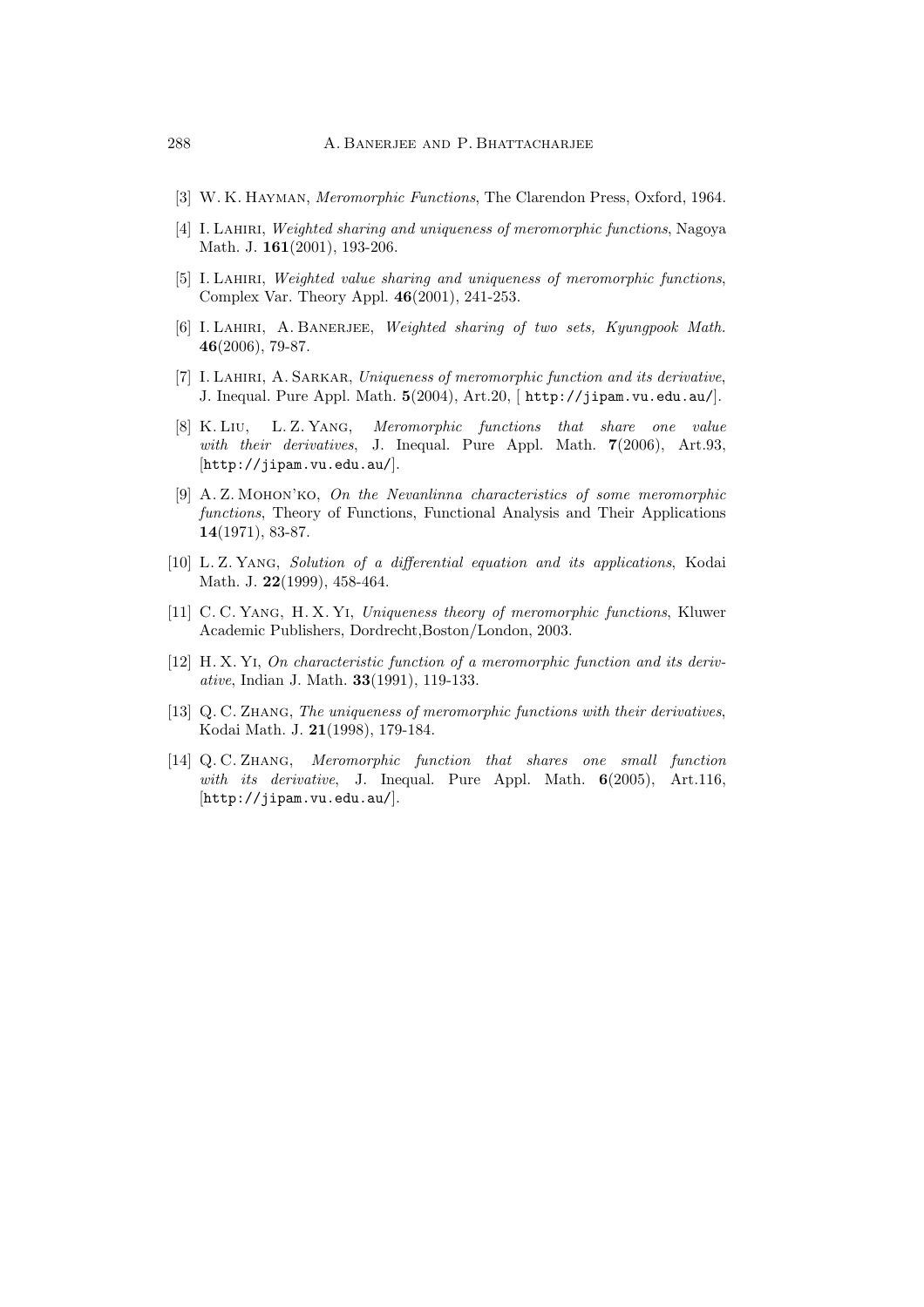[3] W. K. Hayman, *Meromorphic Functions*, The Clarendon Press, Oxford, 1964.

[4] I. Lahiri, *Weighted sharing and uniqueness of meromorphic functions*, Nagoya Math. J. **161**(2001), 193-206.

[5] I. Lahiri, *Weighted value sharing and uniqueness of meromorphic functions*, Complex Var. Theory Appl. **46**(2001), 241-253.

[6] I. Lahiri, A. Banerjee, *Weighted sharing of two sets, Kyungpook Math.* **46**(2006), 79-87.

[7] I. Lahiri, A. Sarkar, *Uniqueness of meromorphic function and its derivative*, J. Inequal. Pure Appl. Math. **5**(2004), Art.20, [ `http://jipam.vu.edu.au/`].

[8] K. Liu, L. Z. Yang, *Meromorphic functions that share one value with their derivatives*, J. Inequal. Pure Appl. Math. **7**(2006), Art.93, [`http://jipam.vu.edu.au/`].

[9] A. Z. Mohon'ko, *On the Nevanlinna characteristics of some meromorphic functions*, Theory of Functions, Functional Analysis and Their Applications **14**(1971), 83-87.

[10] L. Z. Yang, *Solution of a differential equation and its applications*, Kodai Math. J. **22**(1999), 458-464.

[11] C. C. Yang, H. X. Yi, *Uniqueness theory of meromorphic functions*, Kluwer Academic Publishers, Dordrecht,Boston/London, 2003.

[12] H. X. Yi, *On characteristic function of a meromorphic function and its derivative*, Indian J. Math. **33**(1991), 119-133.

[13] Q. C. Zhang, *The uniqueness of meromorphic functions with their derivatives*, Kodai Math. J. **21**(1998), 179-184.

[14] Q. C. Zhang, *Meromorphic function that shares one small function with its derivative*, J. Inequal. Pure Appl. Math. **6**(2005), Art.116, [`http://jipam.vu.edu.au/`].